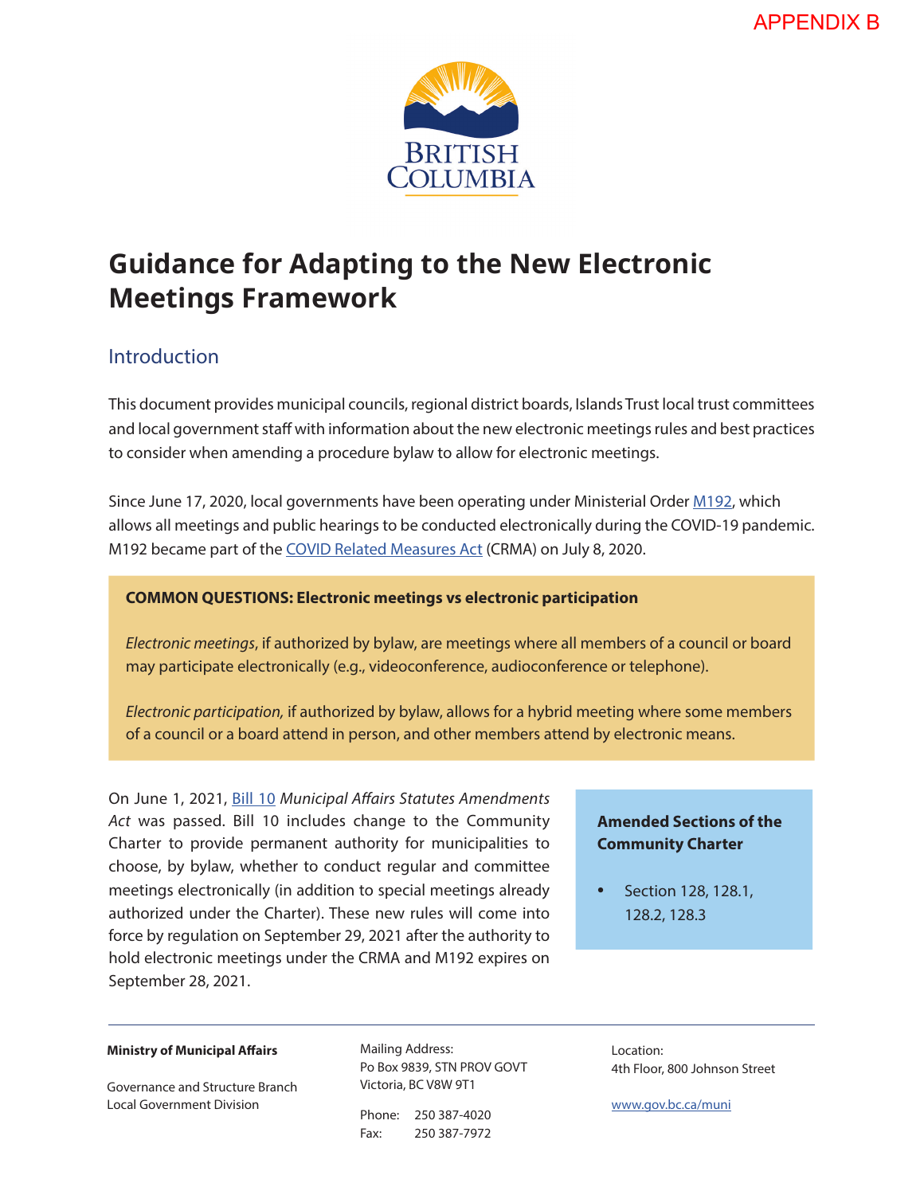APPENDIX B

BRITISH COLUMBIA

# Guidance for Adapting to the New Electronic Meetings Framework

## Introduction

This document provides municipal councils, regional district boards, Islands Trust local trust committees and local government staff with information about the new electronic meetings rules and best practices to consider when amending a procedure bylaw to allow for electronic meetings.

Since June 17, 2020, local governments have been operating under Ministerial Order M192, which allows all meetings and public hearings to be conducted electronically during the COVID-19 pandemic. M192 became part of the COVID Related Measures Act (CRMA) on July 8, 2020.

**COMMON QUESTIONS: Electronic meetings vs electronic participation**

*Electronic meetings*, if authorized by bylaw, are meetings where all members of a council or board may participate electronically (e.g., videoconference, audioconference or telephone).

*Electronic participation,* if authorized by bylaw, allows for a hybrid meeting where some members of a council or a board attend in person, and other members attend by electronic means.

On June 1, 2021, Bill 10 *Municipal Affairs Statutes Amendments Act* was passed. Bill 10 includes change to the Community Charter to provide permanent authority for municipalities to choose, by bylaw, whether to conduct regular and committee meetings electronically (in addition to special meetings already authorized under the Charter). These new rules will come into force by regulation on September 29, 2021 after the authority to hold electronic meetings under the CRMA and M192 expires on September 28, 2021.

**Amended Sections of the Community Charter**

- Section 128, 128.1, 128.2, 128.3

**Ministry of Municipal Affairs**

Governance and Structure Branch
Local Government Division

Mailing Address:
Po Box 9839, STN PROV GOVT
Victoria, BC V8W 9T1

Phone: 250 387-4020
Fax: 250 387-7972

Location:
4th Floor, 800 Johnson Street

www.gov.bc.ca/muni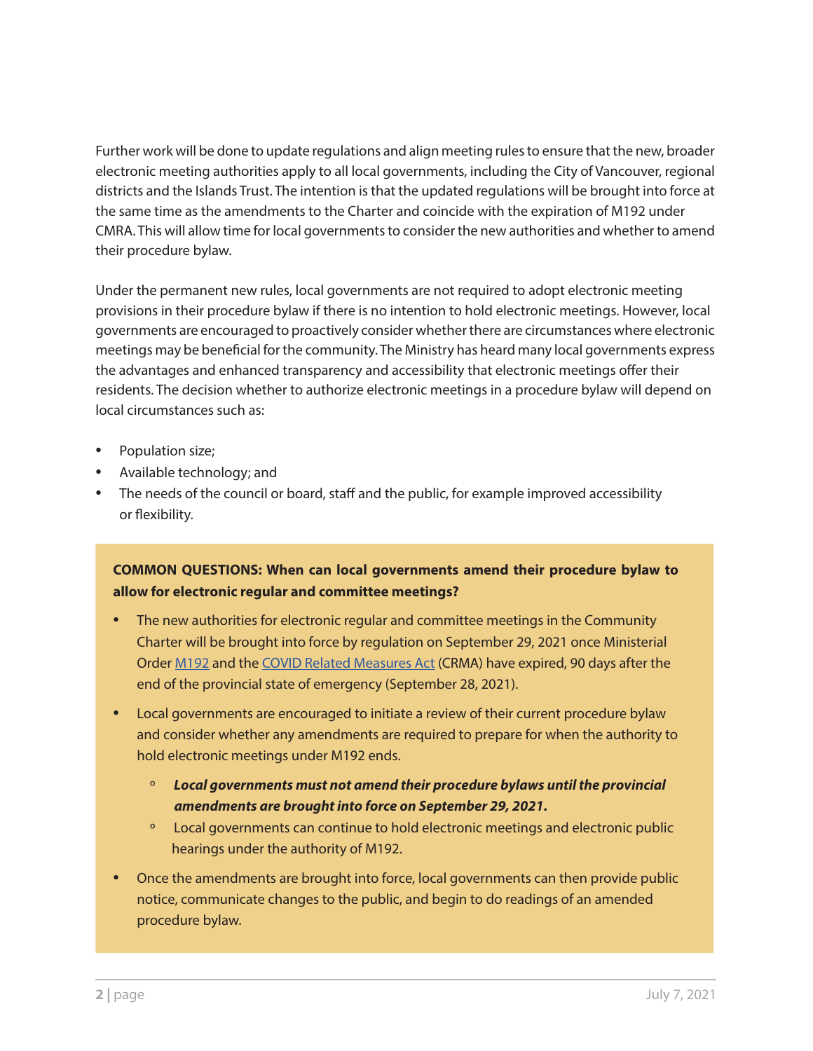Further work will be done to update regulations and align meeting rules to ensure that the new, broader electronic meeting authorities apply to all local governments, including the City of Vancouver, regional districts and the Islands Trust. The intention is that the updated regulations will be brought into force at the same time as the amendments to the Charter and coincide with the expiration of M192 under CMRA. This will allow time for local governments to consider the new authorities and whether to amend their procedure bylaw.

Under the permanent new rules, local governments are not required to adopt electronic meeting provisions in their procedure bylaw if there is no intention to hold electronic meetings. However, local governments are encouraged to proactively consider whether there are circumstances where electronic meetings may be beneficial for the community. The Ministry has heard many local governments express the advantages and enhanced transparency and accessibility that electronic meetings offer their residents. The decision whether to authorize electronic meetings in a procedure bylaw will depend on local circumstances such as:

- Population size;
- Available technology; and
- The needs of the council or board, staff and the public, for example improved accessibility or flexibility.

**COMMON QUESTIONS: When can local governments amend their procedure bylaw to allow for electronic regular and committee meetings?**

- The new authorities for electronic regular and committee meetings in the Community Charter will be brought into force by regulation on September 29, 2021 once Ministerial Order M192 and the COVID Related Measures Act (CRMA) have expired, 90 days after the end of the provincial state of emergency (September 28, 2021).
- Local governments are encouraged to initiate a review of their current procedure bylaw and consider whether any amendments are required to prepare for when the authority to hold electronic meetings under M192 ends.
  - ***Local governments must not amend their procedure bylaws until the provincial amendments are brought into force on September 29, 2021.***
  - Local governments can continue to hold electronic meetings and electronic public hearings under the authority of M192.
- Once the amendments are brought into force, local governments can then provide public notice, communicate changes to the public, and begin to do readings of an amended procedure bylaw.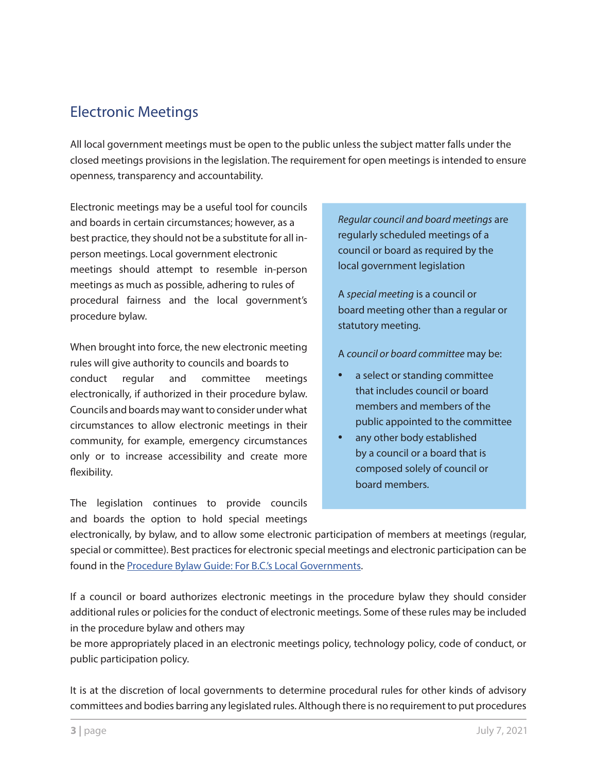## Electronic Meetings

All local government meetings must be open to the public unless the subject matter falls under the closed meetings provisions in the legislation. The requirement for open meetings is intended to ensure openness, transparency and accountability.

Electronic meetings may be a useful tool for councils and boards in certain circumstances; however, as a best practice, they should not be a substitute for all in-person meetings. Local government electronic meetings should attempt to resemble in-person meetings as much as possible, adhering to rules of procedural fairness and the local government's procedure bylaw.

When brought into force, the new electronic meeting rules will give authority to councils and boards to conduct regular and committee meetings electronically, if authorized in their procedure bylaw. Councils and boards may want to consider under what circumstances to allow electronic meetings in their community, for example, emergency circumstances only or to increase accessibility and create more flexibility.

The legislation continues to provide councils and boards the option to hold special meetings electronically, by bylaw, and to allow some electronic participation of members at meetings (regular, special or committee). Best practices for electronic special meetings and electronic participation can be found in the [Procedure Bylaw Guide: For B.C.'s Local Governments](Procedure Bylaw Guide: For B.C.'s Local Governments).

> *Regular council and board meetings* are regularly scheduled meetings of a council or board as required by the local government legislation
>
> A *special meeting* is a council or board meeting other than a regular or statutory meeting.
>
> A *council or board committee* may be:
>
> - a select or standing committee that includes council or board members and members of the public appointed to the committee
> - any other body established by a council or a board that is composed solely of council or board members.

If a council or board authorizes electronic meetings in the procedure bylaw they should consider additional rules or policies for the conduct of electronic meetings. Some of these rules may be included in the procedure bylaw and others may be more appropriately placed in an electronic meetings policy, technology policy, code of conduct, or public participation policy.

It is at the discretion of local governments to determine procedural rules for other kinds of advisory committees and bodies barring any legislated rules. Although there is no requirement to put procedures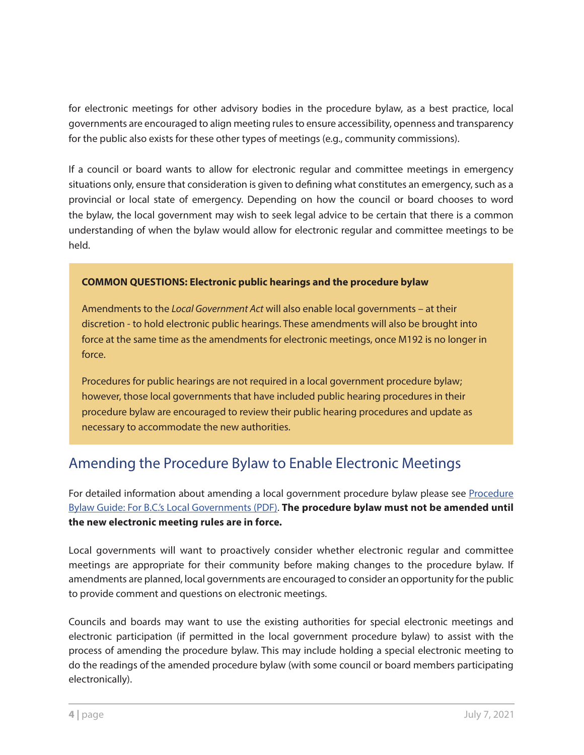for electronic meetings for other advisory bodies in the procedure bylaw, as a best practice, local governments are encouraged to align meeting rules to ensure accessibility, openness and transparency for the public also exists for these other types of meetings (e.g., community commissions).

If a council or board wants to allow for electronic regular and committee meetings in emergency situations only, ensure that consideration is given to defining what constitutes an emergency, such as a provincial or local state of emergency. Depending on how the council or board chooses to word the bylaw, the local government may wish to seek legal advice to be certain that there is a common understanding of when the bylaw would allow for electronic regular and committee meetings to be held.

**COMMON QUESTIONS: Electronic public hearings and the procedure bylaw**

Amendments to the *Local Government Act* will also enable local governments – at their discretion - to hold electronic public hearings. These amendments will also be brought into force at the same time as the amendments for electronic meetings, once M192 is no longer in force.

Procedures for public hearings are not required in a local government procedure bylaw; however, those local governments that have included public hearing procedures in their procedure bylaw are encouraged to review their public hearing procedures and update as necessary to accommodate the new authorities.

## Amending the Procedure Bylaw to Enable Electronic Meetings

For detailed information about amending a local government procedure bylaw please see Procedure Bylaw Guide: For B.C.'s Local Governments (PDF). **The procedure bylaw must not be amended until the new electronic meeting rules are in force.**

Local governments will want to proactively consider whether electronic regular and committee meetings are appropriate for their community before making changes to the procedure bylaw. If amendments are planned, local governments are encouraged to consider an opportunity for the public to provide comment and questions on electronic meetings.

Councils and boards may want to use the existing authorities for special electronic meetings and electronic participation (if permitted in the local government procedure bylaw) to assist with the process of amending the procedure bylaw. This may include holding a special electronic meeting to do the readings of the amended procedure bylaw (with some council or board members participating electronically).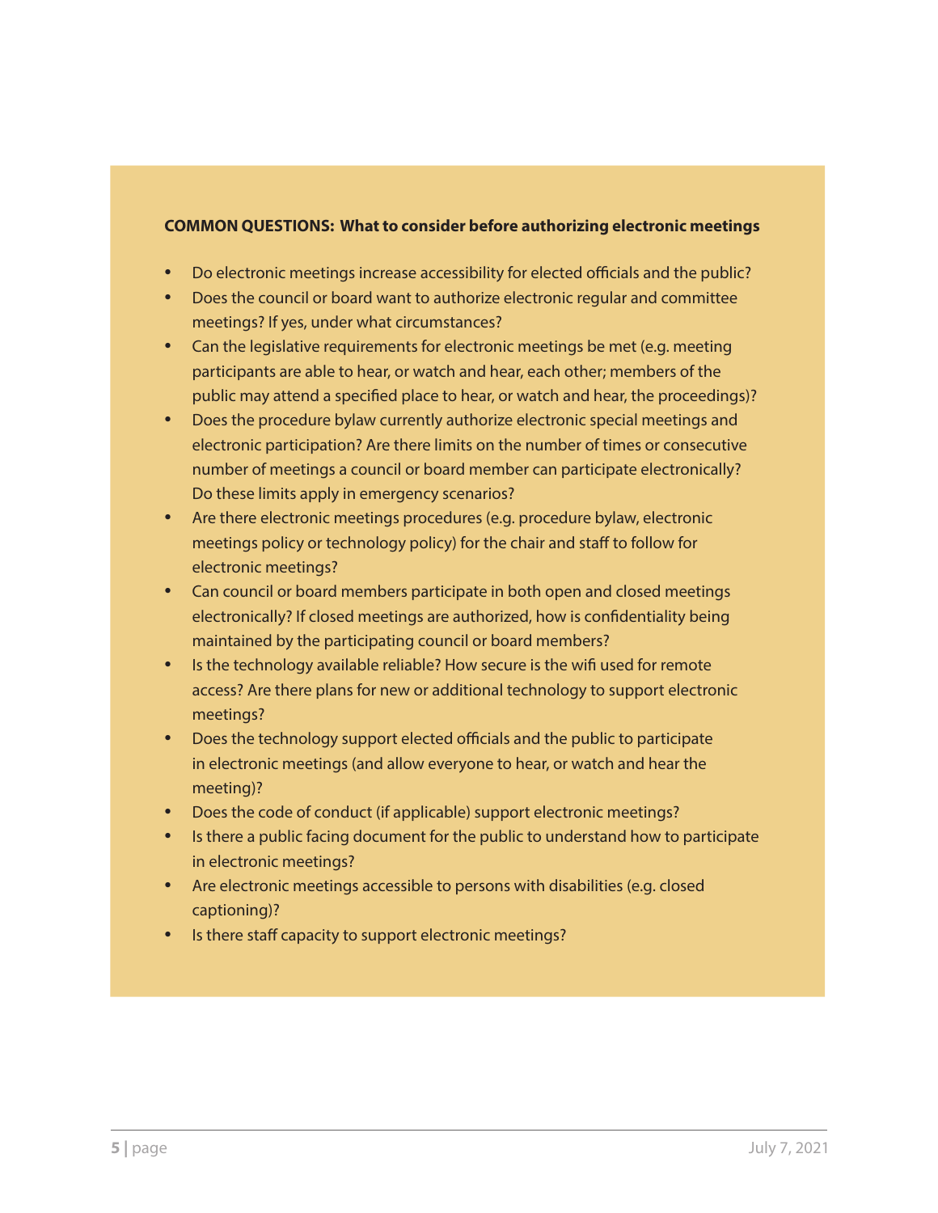**COMMON QUESTIONS: What to consider before authorizing electronic meetings**

- Do electronic meetings increase accessibility for elected officials and the public?
- Does the council or board want to authorize electronic regular and committee meetings? If yes, under what circumstances?
- Can the legislative requirements for electronic meetings be met (e.g. meeting participants are able to hear, or watch and hear, each other; members of the public may attend a specified place to hear, or watch and hear, the proceedings)?
- Does the procedure bylaw currently authorize electronic special meetings and electronic participation? Are there limits on the number of times or consecutive number of meetings a council or board member can participate electronically? Do these limits apply in emergency scenarios?
- Are there electronic meetings procedures (e.g. procedure bylaw, electronic meetings policy or technology policy) for the chair and staff to follow for electronic meetings?
- Can council or board members participate in both open and closed meetings electronically? If closed meetings are authorized, how is confidentiality being maintained by the participating council or board members?
- Is the technology available reliable? How secure is the wifi used for remote access? Are there plans for new or additional technology to support electronic meetings?
- Does the technology support elected officials and the public to participate in electronic meetings (and allow everyone to hear, or watch and hear the meeting)?
- Does the code of conduct (if applicable) support electronic meetings?
- Is there a public facing document for the public to understand how to participate in electronic meetings?
- Are electronic meetings accessible to persons with disabilities (e.g. closed captioning)?
- Is there staff capacity to support electronic meetings?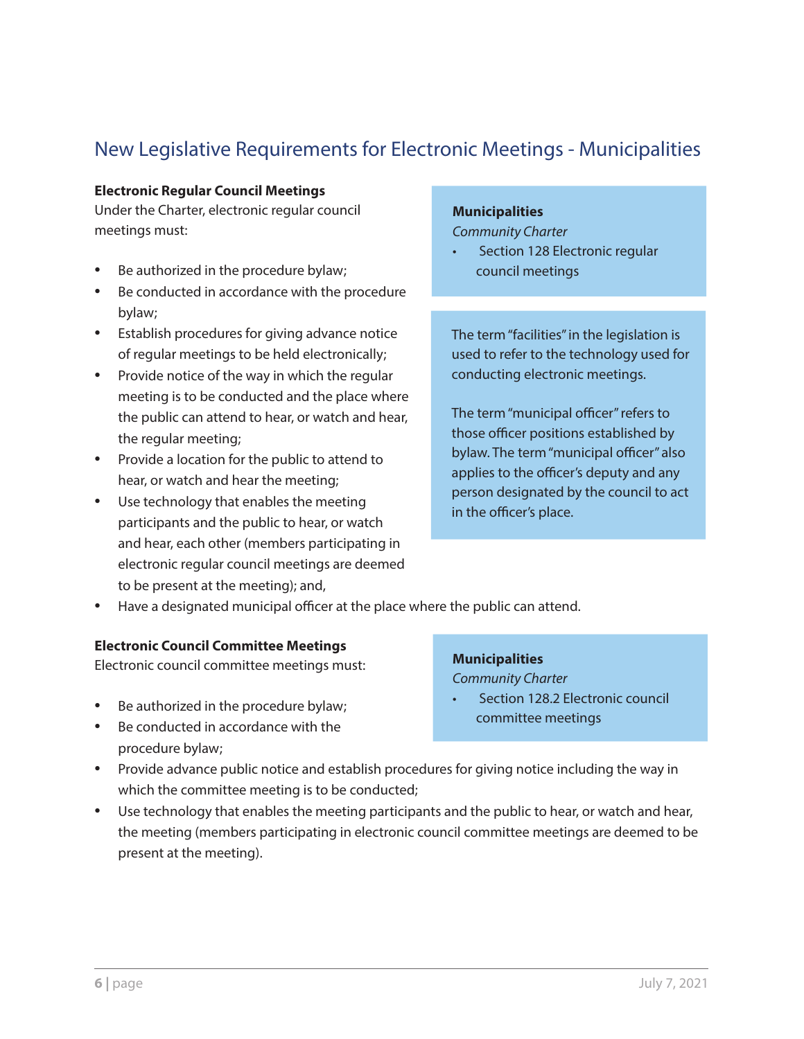## New Legislative Requirements for Electronic Meetings - Municipalities

**Electronic Regular Council Meetings**

Under the Charter, electronic regular council meetings must:

- Be authorized in the procedure bylaw;
- Be conducted in accordance with the procedure bylaw;
- Establish procedures for giving advance notice of regular meetings to be held electronically;
- Provide notice of the way in which the regular meeting is to be conducted and the place where the public can attend to hear, or watch and hear, the regular meeting;
- Provide a location for the public to attend to hear, or watch and hear the meeting;
- Use technology that enables the meeting participants and the public to hear, or watch and hear, each other (members participating in electronic regular council meetings are deemed to be present at the meeting); and,
- Have a designated municipal officer at the place where the public can attend.

**Municipalities**

*Community Charter*

- Section 128 Electronic regular council meetings

The term "facilities" in the legislation is used to refer to the technology used for conducting electronic meetings.

The term "municipal officer" refers to those officer positions established by bylaw. The term "municipal officer" also applies to the officer's deputy and any person designated by the council to act in the officer's place.

**Electronic Council Committee Meetings**

Electronic council committee meetings must:

- Be authorized in the procedure bylaw;
- Be conducted in accordance with the procedure bylaw;
- Provide advance public notice and establish procedures for giving notice including the way in which the committee meeting is to be conducted;
- Use technology that enables the meeting participants and the public to hear, or watch and hear, the meeting (members participating in electronic council committee meetings are deemed to be present at the meeting).

**Municipalities**

*Community Charter*

- Section 128.2 Electronic council committee meetings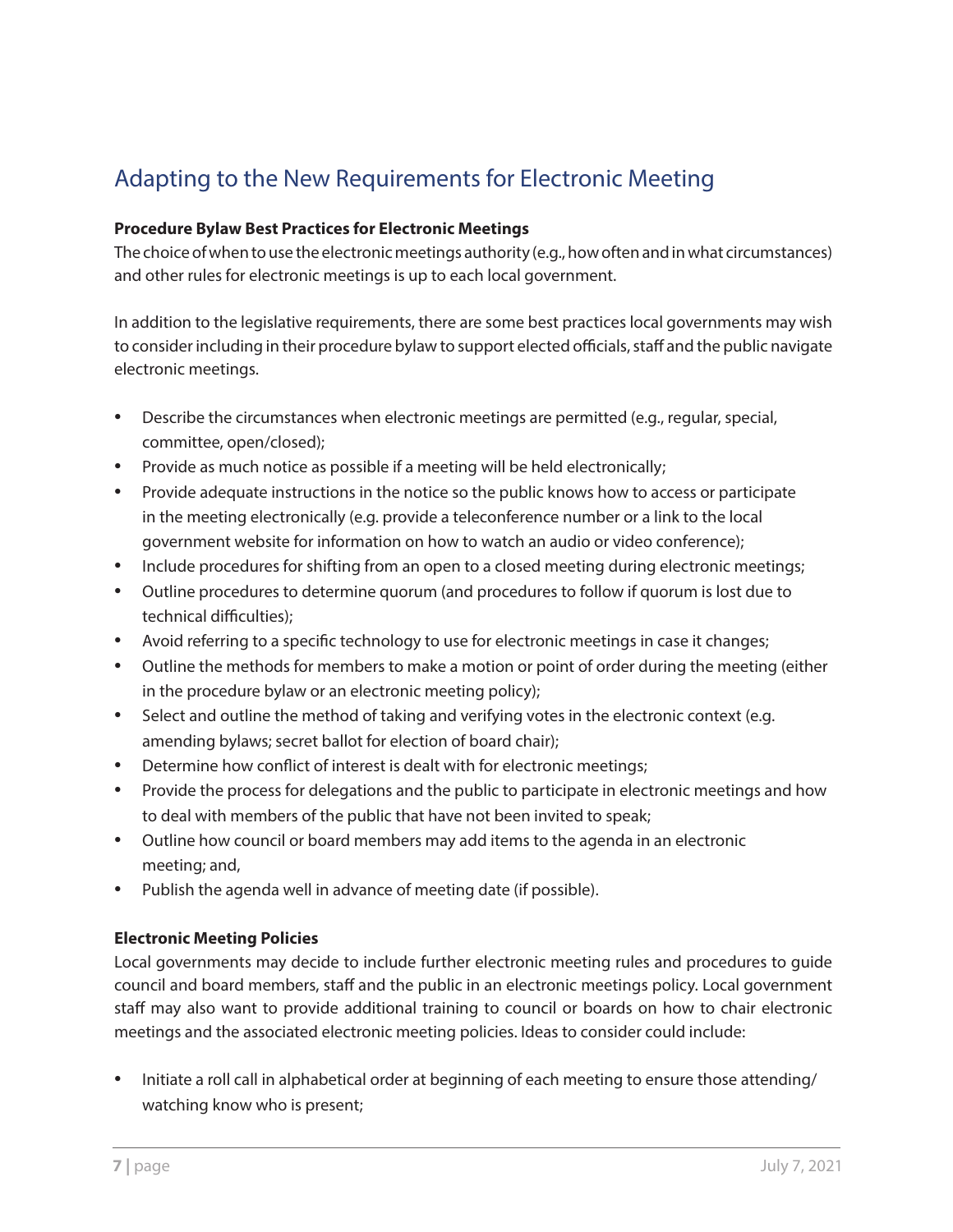## Adapting to the New Requirements for Electronic Meeting

**Procedure Bylaw Best Practices for Electronic Meetings**

The choice of when to use the electronic meetings authority (e.g., how often and in what circumstances) and other rules for electronic meetings is up to each local government.

In addition to the legislative requirements, there are some best practices local governments may wish to consider including in their procedure bylaw to support elected officials, staff and the public navigate electronic meetings.

- Describe the circumstances when electronic meetings are permitted (e.g., regular, special, committee, open/closed);
- Provide as much notice as possible if a meeting will be held electronically;
- Provide adequate instructions in the notice so the public knows how to access or participate in the meeting electronically (e.g. provide a teleconference number or a link to the local government website for information on how to watch an audio or video conference);
- Include procedures for shifting from an open to a closed meeting during electronic meetings;
- Outline procedures to determine quorum (and procedures to follow if quorum is lost due to technical difficulties);
- Avoid referring to a specific technology to use for electronic meetings in case it changes;
- Outline the methods for members to make a motion or point of order during the meeting (either in the procedure bylaw or an electronic meeting policy);
- Select and outline the method of taking and verifying votes in the electronic context (e.g. amending bylaws; secret ballot for election of board chair);
- Determine how conflict of interest is dealt with for electronic meetings;
- Provide the process for delegations and the public to participate in electronic meetings and how to deal with members of the public that have not been invited to speak;
- Outline how council or board members may add items to the agenda in an electronic meeting; and,
- Publish the agenda well in advance of meeting date (if possible).

**Electronic Meeting Policies**

Local governments may decide to include further electronic meeting rules and procedures to guide council and board members, staff and the public in an electronic meetings policy. Local government staff may also want to provide additional training to council or boards on how to chair electronic meetings and the associated electronic meeting policies. Ideas to consider could include:

- Initiate a roll call in alphabetical order at beginning of each meeting to ensure those attending/watching know who is present;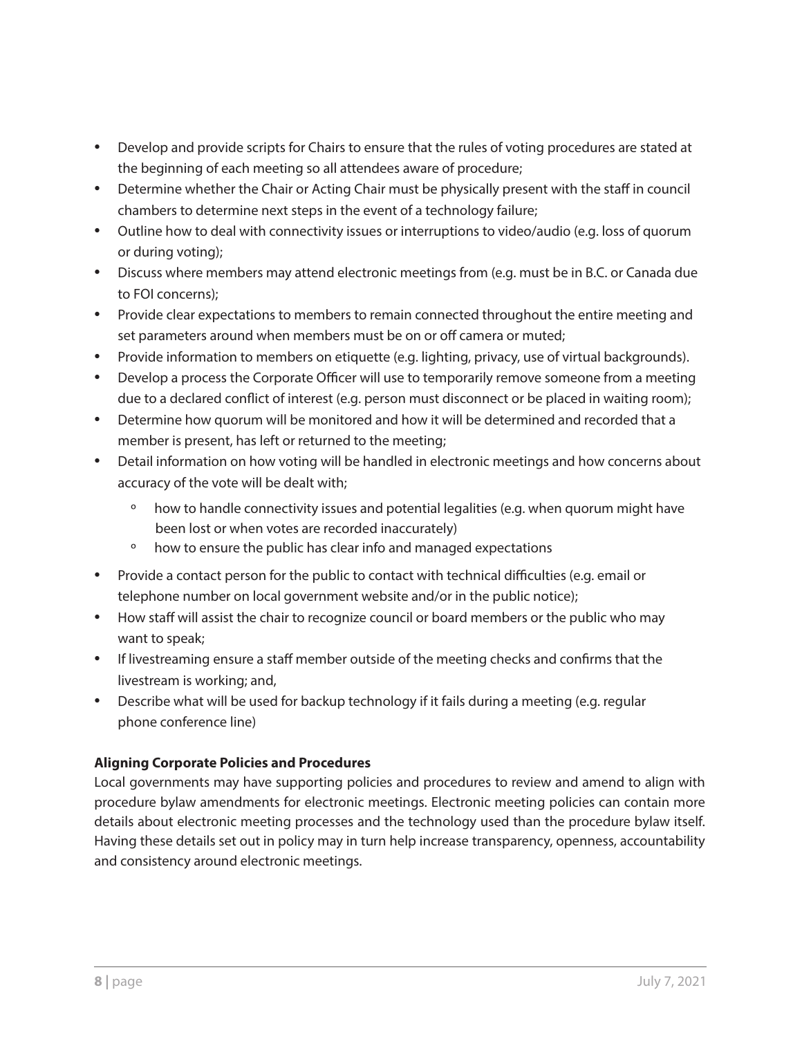- Develop and provide scripts for Chairs to ensure that the rules of voting procedures are stated at the beginning of each meeting so all attendees aware of procedure;
- Determine whether the Chair or Acting Chair must be physically present with the staff in council chambers to determine next steps in the event of a technology failure;
- Outline how to deal with connectivity issues or interruptions to video/audio (e.g. loss of quorum or during voting);
- Discuss where members may attend electronic meetings from (e.g. must be in B.C. or Canada due to FOI concerns);
- Provide clear expectations to members to remain connected throughout the entire meeting and set parameters around when members must be on or off camera or muted;
- Provide information to members on etiquette (e.g. lighting, privacy, use of virtual backgrounds).
- Develop a process the Corporate Officer will use to temporarily remove someone from a meeting due to a declared conflict of interest (e.g. person must disconnect or be placed in waiting room);
- Determine how quorum will be monitored and how it will be determined and recorded that a member is present, has left or returned to the meeting;
- Detail information on how voting will be handled in electronic meetings and how concerns about accuracy of the vote will be dealt with;
  - how to handle connectivity issues and potential legalities (e.g. when quorum might have been lost or when votes are recorded inaccurately)
  - how to ensure the public has clear info and managed expectations
- Provide a contact person for the public to contact with technical difficulties (e.g. email or telephone number on local government website and/or in the public notice);
- How staff will assist the chair to recognize council or board members or the public who may want to speak;
- If livestreaming ensure a staff member outside of the meeting checks and confirms that the livestream is working; and,
- Describe what will be used for backup technology if it fails during a meeting (e.g. regular phone conference line)

**Aligning Corporate Policies and Procedures**

Local governments may have supporting policies and procedures to review and amend to align with procedure bylaw amendments for electronic meetings. Electronic meeting policies can contain more details about electronic meeting processes and the technology used than the procedure bylaw itself. Having these details set out in policy may in turn help increase transparency, openness, accountability and consistency around electronic meetings.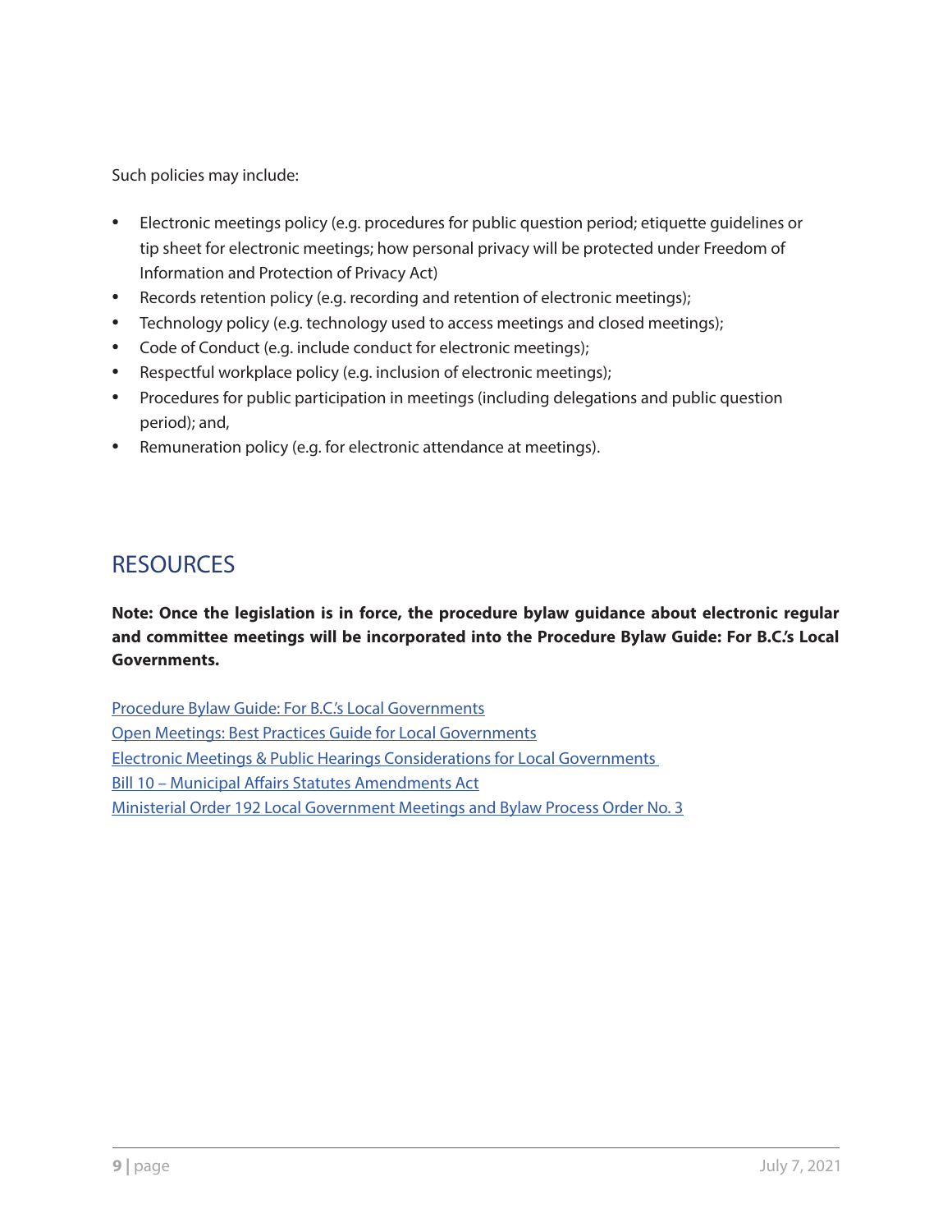Such policies may include:

- Electronic meetings policy (e.g. procedures for public question period; etiquette guidelines or tip sheet for electronic meetings; how personal privacy will be protected under Freedom of Information and Protection of Privacy Act)
- Records retention policy (e.g. recording and retention of electronic meetings);
- Technology policy (e.g. technology used to access meetings and closed meetings);
- Code of Conduct (e.g. include conduct for electronic meetings);
- Respectful workplace policy (e.g. inclusion of electronic meetings);
- Procedures for public participation in meetings (including delegations and public question period); and,
- Remuneration policy (e.g. for electronic attendance at meetings).

## RESOURCES

**Note: Once the legislation is in force, the procedure bylaw guidance about electronic regular and committee meetings will be incorporated into the Procedure Bylaw Guide: For B.C.'s Local Governments.**

Procedure Bylaw Guide: For B.C.'s Local Governments
Open Meetings: Best Practices Guide for Local Governments
Electronic Meetings & Public Hearings Considerations for Local Governments
Bill 10 – Municipal Affairs Statutes Amendments Act
Ministerial Order 192 Local Government Meetings and Bylaw Process Order No. 3